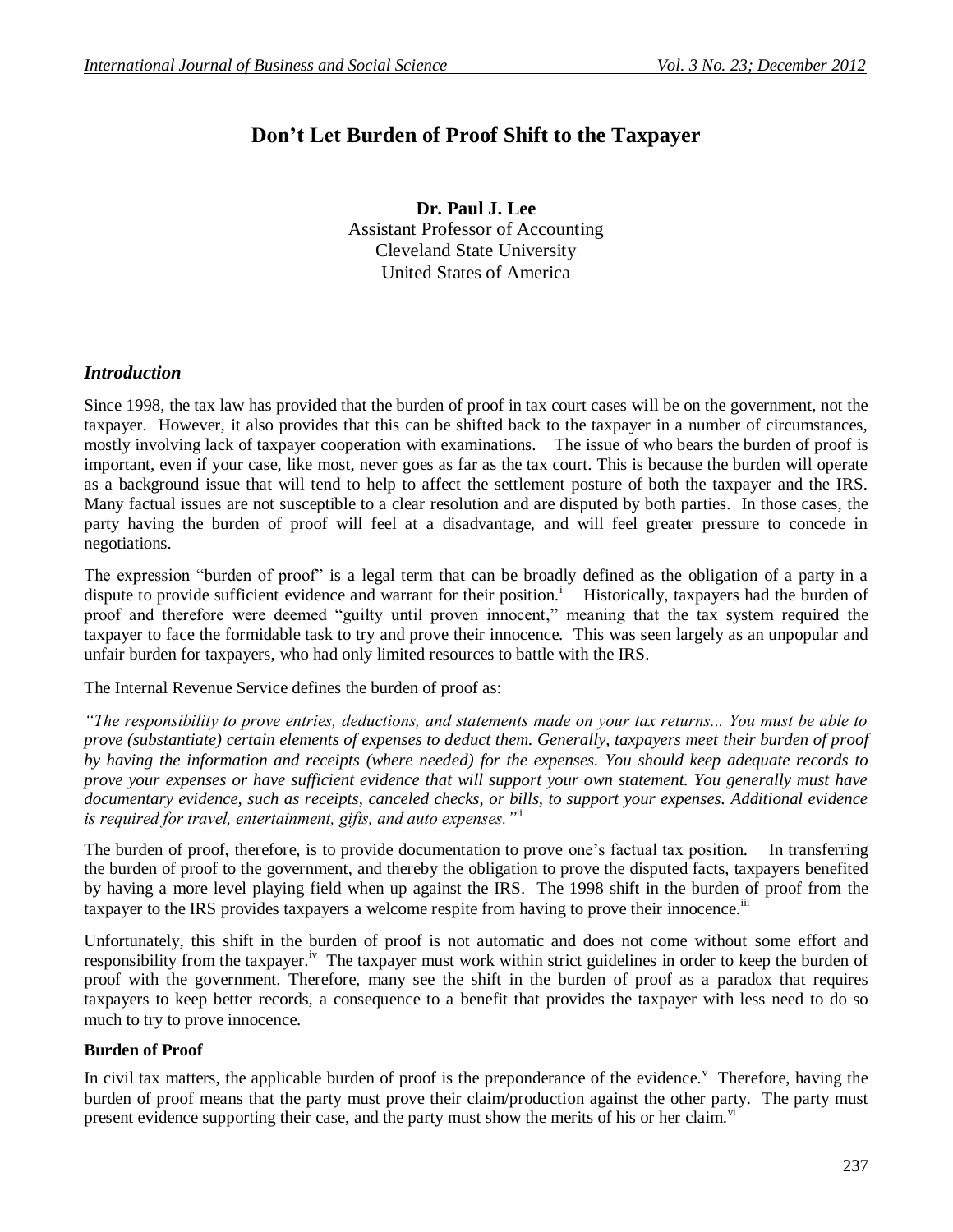# Don't Let Burden of Proof Shift to the Taxpayer

**Dr. Paul J. Lee**
Assistant Professor of Accounting
Cleveland State University
United States of America

## *Introduction*

Since 1998, the tax law has provided that the burden of proof in tax court cases will be on the government, not the taxpayer. However, it also provides that this can be shifted back to the taxpayer in a number of circumstances, mostly involving lack of taxpayer cooperation with examinations. The issue of who bears the burden of proof is important, even if your case, like most, never goes as far as the tax court. This is because the burden will operate as a background issue that will tend to help to affect the settlement posture of both the taxpayer and the IRS. Many factual issues are not susceptible to a clear resolution and are disputed by both parties. In those cases, the party having the burden of proof will feel at a disadvantage, and will feel greater pressure to concede in negotiations.

The expression "burden of proof" is a legal term that can be broadly defined as the obligation of a party in a dispute to provide sufficient evidence and warrant for their position.[i] Historically, taxpayers had the burden of proof and therefore were deemed "guilty until proven innocent," meaning that the tax system required the taxpayer to face the formidable task to try and prove their innocence. This was seen largely as an unpopular and unfair burden for taxpayers, who had only limited resources to battle with the IRS.

The Internal Revenue Service defines the burden of proof as:

*"The responsibility to prove entries, deductions, and statements made on your tax returns... You must be able to prove (substantiate) certain elements of expenses to deduct them. Generally, taxpayers meet their burden of proof by having the information and receipts (where needed) for the expenses. You should keep adequate records to prove your expenses or have sufficient evidence that will support your own statement. You generally must have documentary evidence, such as receipts, canceled checks, or bills, to support your expenses. Additional evidence is required for travel, entertainment, gifts, and auto expenses."*[ii]

The burden of proof, therefore, is to provide documentation to prove one's factual tax position. In transferring the burden of proof to the government, and thereby the obligation to prove the disputed facts, taxpayers benefited by having a more level playing field when up against the IRS. The 1998 shift in the burden of proof from the taxpayer to the IRS provides taxpayers a welcome respite from having to prove their innocence.[iii]

Unfortunately, this shift in the burden of proof is not automatic and does not come without some effort and responsibility from the taxpayer.[iv] The taxpayer must work within strict guidelines in order to keep the burden of proof with the government. Therefore, many see the shift in the burden of proof as a paradox that requires taxpayers to keep better records, a consequence to a benefit that provides the taxpayer with less need to do so much to try to prove innocence.

### Burden of Proof

In civil tax matters, the applicable burden of proof is the preponderance of the evidence.[v] Therefore, having the burden of proof means that the party must prove their claim/production against the other party. The party must present evidence supporting their case, and the party must show the merits of his or her claim.[vi]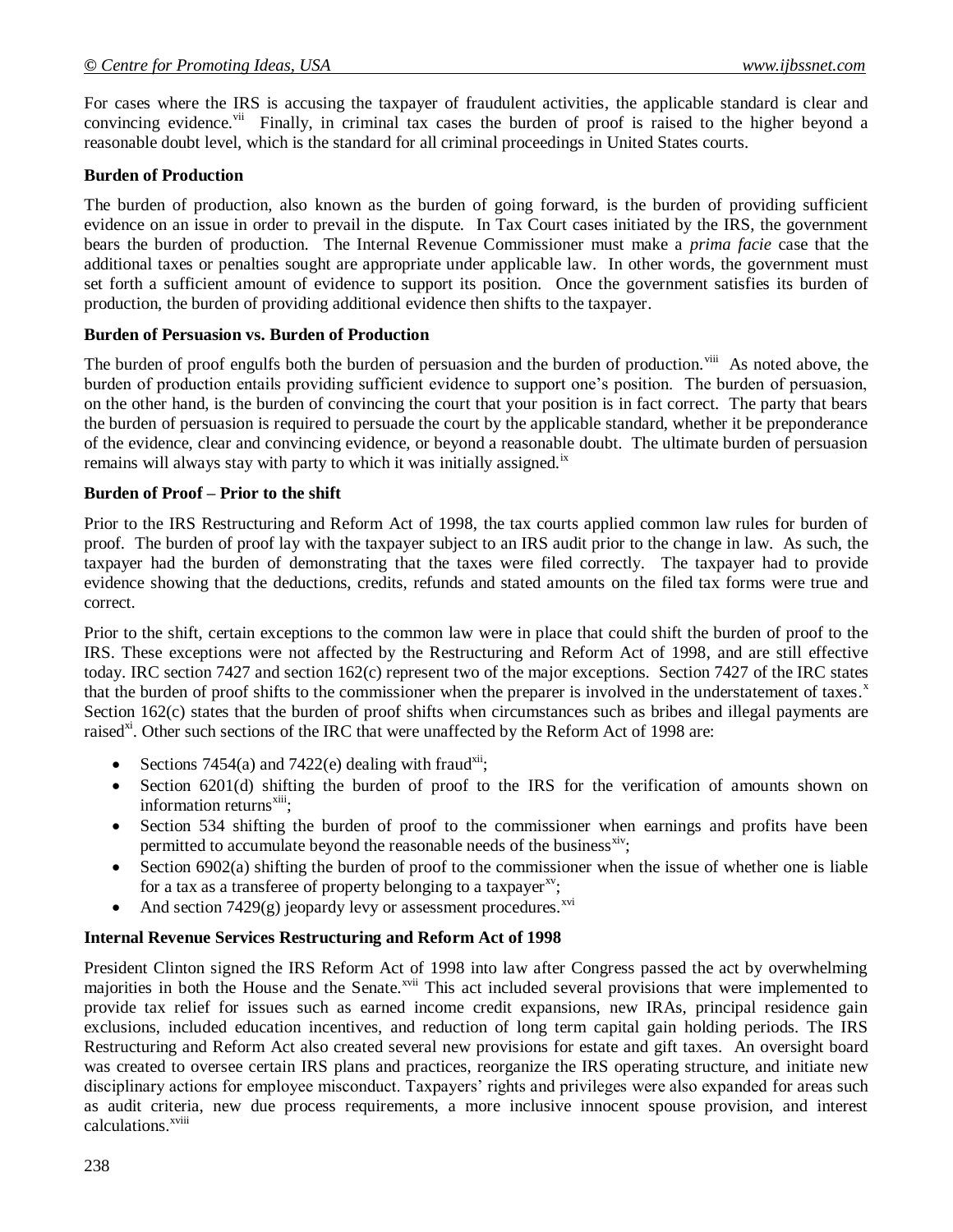For cases where the IRS is accusing the taxpayer of fraudulent activities, the applicable standard is clear and convincing evidence.[vii] Finally, in criminal tax cases the burden of proof is raised to the higher beyond a reasonable doubt level, which is the standard for all criminal proceedings in United States courts.

**Burden of Production**

The burden of production, also known as the burden of going forward, is the burden of providing sufficient evidence on an issue in order to prevail in the dispute. In Tax Court cases initiated by the IRS, the government bears the burden of production. The Internal Revenue Commissioner must make a *prima facie* case that the additional taxes or penalties sought are appropriate under applicable law. In other words, the government must set forth a sufficient amount of evidence to support its position. Once the government satisfies its burden of production, the burden of providing additional evidence then shifts to the taxpayer.

**Burden of Persuasion vs. Burden of Production**

The burden of proof engulfs both the burden of persuasion and the burden of production.[viii] As noted above, the burden of production entails providing sufficient evidence to support one's position. The burden of persuasion, on the other hand, is the burden of convincing the court that your position is in fact correct. The party that bears the burden of persuasion is required to persuade the court by the applicable standard, whether it be preponderance of the evidence, clear and convincing evidence, or beyond a reasonable doubt. The ultimate burden of persuasion remains will always stay with party to which it was initially assigned.[ix]

**Burden of Proof – Prior to the shift**

Prior to the IRS Restructuring and Reform Act of 1998, the tax courts applied common law rules for burden of proof. The burden of proof lay with the taxpayer subject to an IRS audit prior to the change in law. As such, the taxpayer had the burden of demonstrating that the taxes were filed correctly. The taxpayer had to provide evidence showing that the deductions, credits, refunds and stated amounts on the filed tax forms were true and correct.

Prior to the shift, certain exceptions to the common law were in place that could shift the burden of proof to the IRS. These exceptions were not affected by the Restructuring and Reform Act of 1998, and are still effective today. IRC section 7427 and section 162(c) represent two of the major exceptions. Section 7427 of the IRC states that the burden of proof shifts to the commissioner when the preparer is involved in the understatement of taxes.[x] Section 162(c) states that the burden of proof shifts when circumstances such as bribes and illegal payments are raised[xi]. Other such sections of the IRC that were unaffected by the Reform Act of 1998 are:

- Sections 7454(a) and 7422(e) dealing with fraud[xii];
- Section 6201(d) shifting the burden of proof to the IRS for the verification of amounts shown on information returns[xiii];
- Section 534 shifting the burden of proof to the commissioner when earnings and profits have been permitted to accumulate beyond the reasonable needs of the business[xiv];
- Section 6902(a) shifting the burden of proof to the commissioner when the issue of whether one is liable for a tax as a transferee of property belonging to a taxpayer[xv];
- And section 7429(g) jeopardy levy or assessment procedures.[xvi]

**Internal Revenue Services Restructuring and Reform Act of 1998**

President Clinton signed the IRS Reform Act of 1998 into law after Congress passed the act by overwhelming majorities in both the House and the Senate.[xvii] This act included several provisions that were implemented to provide tax relief for issues such as earned income credit expansions, new IRAs, principal residence gain exclusions, included education incentives, and reduction of long term capital gain holding periods. The IRS Restructuring and Reform Act also created several new provisions for estate and gift taxes. An oversight board was created to oversee certain IRS plans and practices, reorganize the IRS operating structure, and initiate new disciplinary actions for employee misconduct. Taxpayers' rights and privileges were also expanded for areas such as audit criteria, new due process requirements, a more inclusive innocent spouse provision, and interest calculations.[xviii]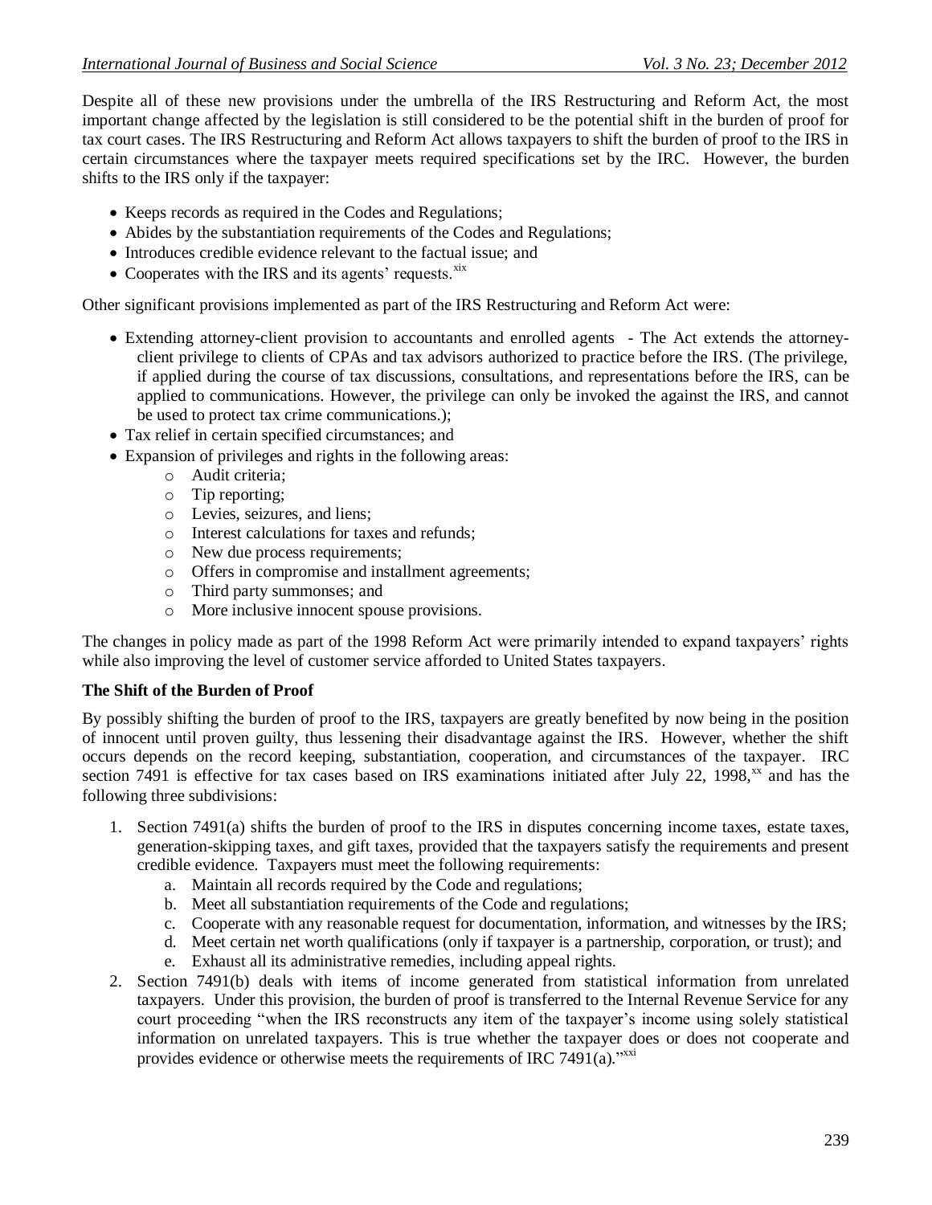Despite all of these new provisions under the umbrella of the IRS Restructuring and Reform Act, the most important change affected by the legislation is still considered to be the potential shift in the burden of proof for tax court cases. The IRS Restructuring and Reform Act allows taxpayers to shift the burden of proof to the IRS in certain circumstances where the taxpayer meets required specifications set by the IRC. However, the burden shifts to the IRS only if the taxpayer:

- Keeps records as required in the Codes and Regulations;
- Abides by the substantiation requirements of the Codes and Regulations;
- Introduces credible evidence relevant to the factual issue; and
- Cooperates with the IRS and its agents' requests.[xix]

Other significant provisions implemented as part of the IRS Restructuring and Reform Act were:

- Extending attorney-client provision to accountants and enrolled agents - The Act extends the attorney-client privilege to clients of CPAs and tax advisors authorized to practice before the IRS. (The privilege, if applied during the course of tax discussions, consultations, and representations before the IRS, can be applied to communications. However, the privilege can only be invoked the against the IRS, and cannot be used to protect tax crime communications.);
- Tax relief in certain specified circumstances; and
- Expansion of privileges and rights in the following areas:
  - Audit criteria;
  - Tip reporting;
  - Levies, seizures, and liens;
  - Interest calculations for taxes and refunds;
  - New due process requirements;
  - Offers in compromise and installment agreements;
  - Third party summonses; and
  - More inclusive innocent spouse provisions.

The changes in policy made as part of the 1998 Reform Act were primarily intended to expand taxpayers' rights while also improving the level of customer service afforded to United States taxpayers.

**The Shift of the Burden of Proof**

By possibly shifting the burden of proof to the IRS, taxpayers are greatly benefited by now being in the position of innocent until proven guilty, thus lessening their disadvantage against the IRS. However, whether the shift occurs depends on the record keeping, substantiation, cooperation, and circumstances of the taxpayer. IRC section 7491 is effective for tax cases based on IRS examinations initiated after July 22, 1998,[xx] and has the following three subdivisions:

1. Section 7491(a) shifts the burden of proof to the IRS in disputes concerning income taxes, estate taxes, generation-skipping taxes, and gift taxes, provided that the taxpayers satisfy the requirements and present credible evidence. Taxpayers must meet the following requirements:
   a. Maintain all records required by the Code and regulations;
   b. Meet all substantiation requirements of the Code and regulations;
   c. Cooperate with any reasonable request for documentation, information, and witnesses by the IRS;
   d. Meet certain net worth qualifications (only if taxpayer is a partnership, corporation, or trust); and
   e. Exhaust all its administrative remedies, including appeal rights.
2. Section 7491(b) deals with items of income generated from statistical information from unrelated taxpayers. Under this provision, the burden of proof is transferred to the Internal Revenue Service for any court proceeding "when the IRS reconstructs any item of the taxpayer's income using solely statistical information on unrelated taxpayers. This is true whether the taxpayer does or does not cooperate and provides evidence or otherwise meets the requirements of IRC 7491(a)."[xxi]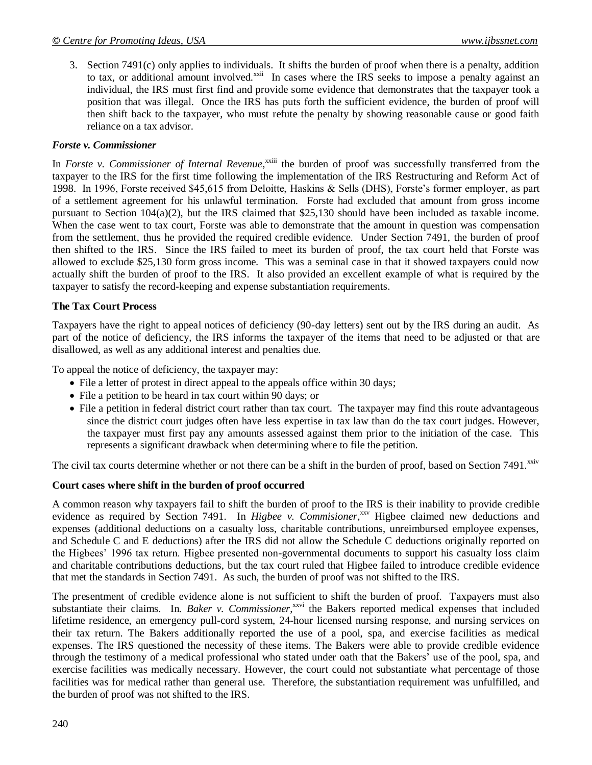3. Section 7491(c) only applies to individuals. It shifts the burden of proof when there is a penalty, addition to tax, or additional amount involved.[xxii] In cases where the IRS seeks to impose a penalty against an individual, the IRS must first find and provide some evidence that demonstrates that the taxpayer took a position that was illegal. Once the IRS has puts forth the sufficient evidence, the burden of proof will then shift back to the taxpayer, who must refute the penalty by showing reasonable cause or good faith reliance on a tax advisor.

### *Forste v. Commissioner*

In *Forste v. Commissioner of Internal Revenue*,[xxiii] the burden of proof was successfully transferred from the taxpayer to the IRS for the first time following the implementation of the IRS Restructuring and Reform Act of 1998. In 1996, Forste received $45,615 from Deloitte, Haskins & Sells (DHS), Forste's former employer, as part of a settlement agreement for his unlawful termination. Forste had excluded that amount from gross income pursuant to Section 104(a)(2), but the IRS claimed that $25,130 should have been included as taxable income. When the case went to tax court, Forste was able to demonstrate that the amount in question was compensation from the settlement, thus he provided the required credible evidence. Under Section 7491, the burden of proof then shifted to the IRS. Since the IRS failed to meet its burden of proof, the tax court held that Forste was allowed to exclude $25,130 form gross income. This was a seminal case in that it showed taxpayers could now actually shift the burden of proof to the IRS. It also provided an excellent example of what is required by the taxpayer to satisfy the record-keeping and expense substantiation requirements.

### The Tax Court Process

Taxpayers have the right to appeal notices of deficiency (90-day letters) sent out by the IRS during an audit. As part of the notice of deficiency, the IRS informs the taxpayer of the items that need to be adjusted or that are disallowed, as well as any additional interest and penalties due.

To appeal the notice of deficiency, the taxpayer may:

- File a letter of protest in direct appeal to the appeals office within 30 days;
- File a petition to be heard in tax court within 90 days; or
- File a petition in federal district court rather than tax court. The taxpayer may find this route advantageous since the district court judges often have less expertise in tax law than do the tax court judges. However, the taxpayer must first pay any amounts assessed against them prior to the initiation of the case. This represents a significant drawback when determining where to file the petition.

The civil tax courts determine whether or not there can be a shift in the burden of proof, based on Section 7491.[xxiv]

### Court cases where shift in the burden of proof occurred

A common reason why taxpayers fail to shift the burden of proof to the IRS is their inability to provide credible evidence as required by Section 7491. In *Higbee v. Commisioner*,[xxv] Higbee claimed new deductions and expenses (additional deductions on a casualty loss, charitable contributions, unreimbursed employee expenses, and Schedule C and E deductions) after the IRS did not allow the Schedule C deductions originally reported on the Higbees' 1996 tax return. Higbee presented non-governmental documents to support his casualty loss claim and charitable contributions deductions, but the tax court ruled that Higbee failed to introduce credible evidence that met the standards in Section 7491. As such, the burden of proof was not shifted to the IRS.

The presentment of credible evidence alone is not sufficient to shift the burden of proof. Taxpayers must also substantiate their claims. In. *Baker v. Commissioner*,[xxvi] the Bakers reported medical expenses that included lifetime residence, an emergency pull-cord system, 24-hour licensed nursing response, and nursing services on their tax return. The Bakers additionally reported the use of a pool, spa, and exercise facilities as medical expenses. The IRS questioned the necessity of these items. The Bakers were able to provide credible evidence through the testimony of a medical professional who stated under oath that the Bakers' use of the pool, spa, and exercise facilities was medically necessary. However, the court could not substantiate what percentage of those facilities was for medical rather than general use. Therefore, the substantiation requirement was unfulfilled, and the burden of proof was not shifted to the IRS.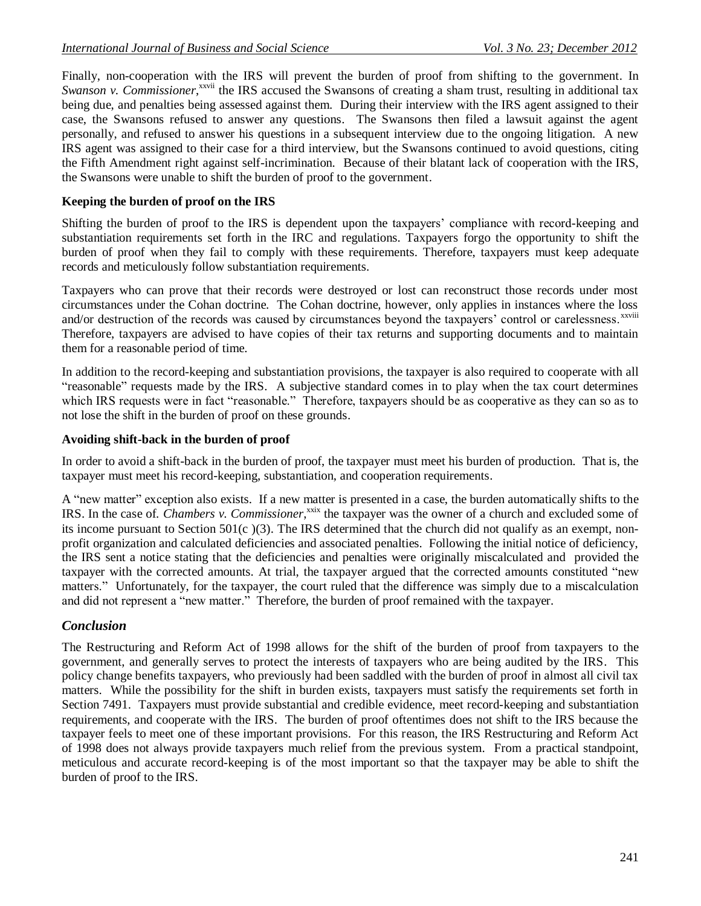Finally, non-cooperation with the IRS will prevent the burden of proof from shifting to the government. In *Swanson v. Commissioner*,[xxvii] the IRS accused the Swansons of creating a sham trust, resulting in additional tax being due, and penalties being assessed against them. During their interview with the IRS agent assigned to their case, the Swansons refused to answer any questions. The Swansons then filed a lawsuit against the agent personally, and refused to answer his questions in a subsequent interview due to the ongoing litigation. A new IRS agent was assigned to their case for a third interview, but the Swansons continued to avoid questions, citing the Fifth Amendment right against self-incrimination. Because of their blatant lack of cooperation with the IRS, the Swansons were unable to shift the burden of proof to the government.

**Keeping the burden of proof on the IRS**

Shifting the burden of proof to the IRS is dependent upon the taxpayers' compliance with record-keeping and substantiation requirements set forth in the IRC and regulations. Taxpayers forgo the opportunity to shift the burden of proof when they fail to comply with these requirements. Therefore, taxpayers must keep adequate records and meticulously follow substantiation requirements.

Taxpayers who can prove that their records were destroyed or lost can reconstruct those records under most circumstances under the Cohan doctrine. The Cohan doctrine, however, only applies in instances where the loss and/or destruction of the records was caused by circumstances beyond the taxpayers' control or carelessness.[xxviii] Therefore, taxpayers are advised to have copies of their tax returns and supporting documents and to maintain them for a reasonable period of time.

In addition to the record-keeping and substantiation provisions, the taxpayer is also required to cooperate with all "reasonable" requests made by the IRS. A subjective standard comes in to play when the tax court determines which IRS requests were in fact "reasonable." Therefore, taxpayers should be as cooperative as they can so as to not lose the shift in the burden of proof on these grounds.

**Avoiding shift-back in the burden of proof**

In order to avoid a shift-back in the burden of proof, the taxpayer must meet his burden of production. That is, the taxpayer must meet his record-keeping, substantiation, and cooperation requirements.

A "new matter" exception also exists. If a new matter is presented in a case, the burden automatically shifts to the IRS. In the case of. *Chambers v. Commissioner*,[xxix] the taxpayer was the owner of a church and excluded some of its income pursuant to Section 501(c )(3). The IRS determined that the church did not qualify as an exempt, non-profit organization and calculated deficiencies and associated penalties. Following the initial notice of deficiency, the IRS sent a notice stating that the deficiencies and penalties were originally miscalculated and provided the taxpayer with the corrected amounts. At trial, the taxpayer argued that the corrected amounts constituted "new matters." Unfortunately, for the taxpayer, the court ruled that the difference was simply due to a miscalculation and did not represent a "new matter." Therefore, the burden of proof remained with the taxpayer.

## *Conclusion*

The Restructuring and Reform Act of 1998 allows for the shift of the burden of proof from taxpayers to the government, and generally serves to protect the interests of taxpayers who are being audited by the IRS. This policy change benefits taxpayers, who previously had been saddled with the burden of proof in almost all civil tax matters. While the possibility for the shift in burden exists, taxpayers must satisfy the requirements set forth in Section 7491. Taxpayers must provide substantial and credible evidence, meet record-keeping and substantiation requirements, and cooperate with the IRS. The burden of proof oftentimes does not shift to the IRS because the taxpayer feels to meet one of these important provisions. For this reason, the IRS Restructuring and Reform Act of 1998 does not always provide taxpayers much relief from the previous system. From a practical standpoint, meticulous and accurate record-keeping is of the most important so that the taxpayer may be able to shift the burden of proof to the IRS.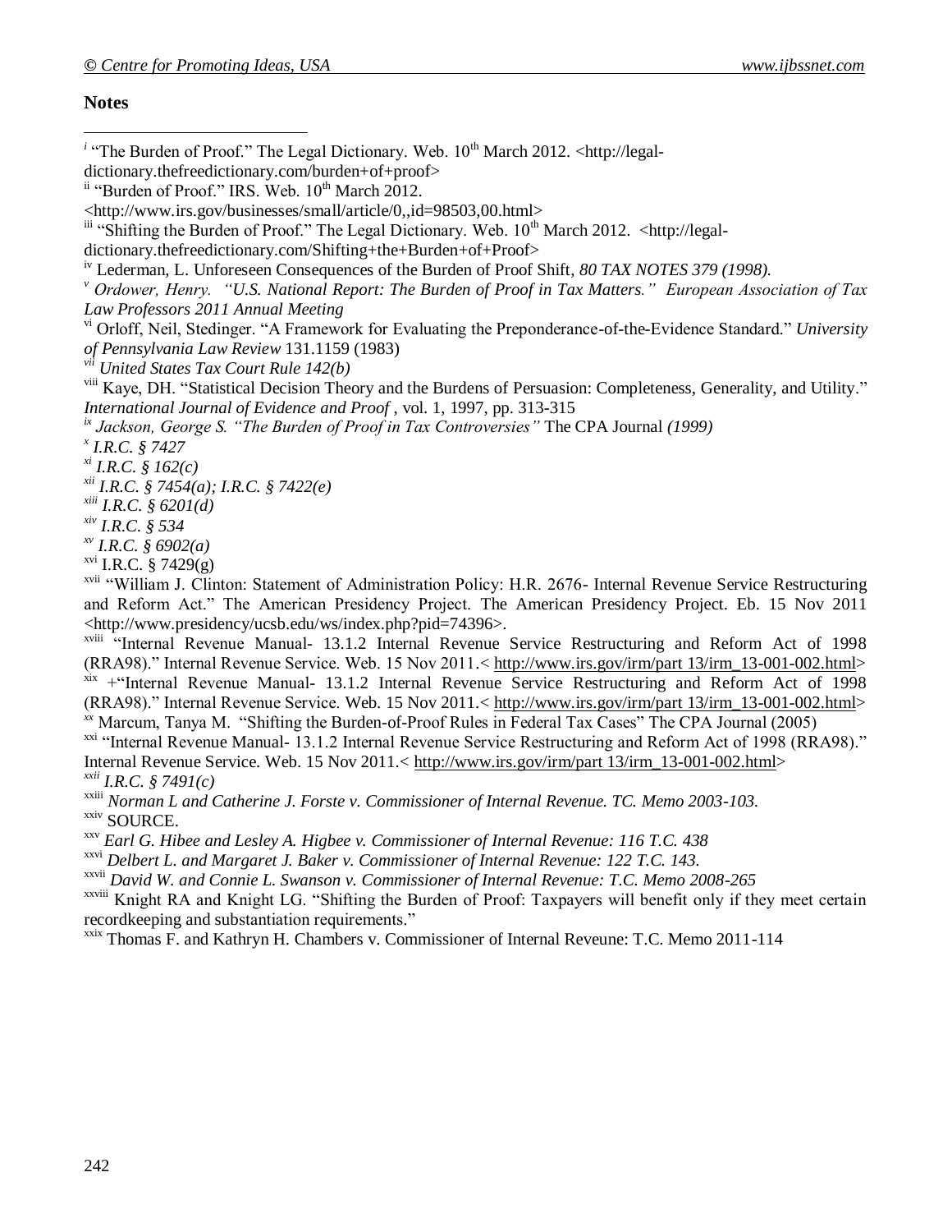## Notes

[i] "The Burden of Proof." The Legal Dictionary. Web. 10th March 2012. <http://legal-dictionary.thefreedictionary.com/burden+of+proof>

[ii] "Burden of Proof." IRS. Web. 10th March 2012. <http://www.irs.gov/businesses/small/article/0,,id=98503,00.html>

[iii] "Shifting the Burden of Proof." The Legal Dictionary. Web. 10th March 2012. <http://legal-dictionary.thefreedictionary.com/Shifting+the+Burden+of+Proof>

[iv] Lederman, L. Unforeseen Consequences of the Burden of Proof Shift, *80 TAX NOTES 379 (1998).*

[v] *Ordower, Henry. "U.S. National Report: The Burden of Proof in Tax Matters." European Association of Tax Law Professors 2011 Annual Meeting*

[vi] Orloff, Neil, Stedinger. "A Framework for Evaluating the Preponderance-of-the-Evidence Standard." *University of Pennsylvania Law Review* 131.1159 (1983)

[vii] *United States Tax Court Rule 142(b)*

[viii] Kaye, DH. "Statistical Decision Theory and the Burdens of Persuasion: Completeness, Generality, and Utility." *International Journal of Evidence and Proof* , vol. 1, 1997, pp. 313-315

[ix] *Jackson, George S. "The Burden of Proof in Tax Controversies"* The CPA Journal *(1999)*

[x] *I.R.C. § 7427*

[xi] *I.R.C. § 162(c)*

[xii] *I.R.C. § 7454(a); I.R.C. § 7422(e)*

[xiii] *I.R.C. § 6201(d)*

[xiv] *I.R.C. § 534*

[xv] *I.R.C. § 6902(a)*

[xvi] I.R.C. § 7429(g)

[xvii] "William J. Clinton: Statement of Administration Policy: H.R. 2676- Internal Revenue Service Restructuring and Reform Act." The American Presidency Project. The American Presidency Project. Eb. 15 Nov 2011 <http://www.presidency/ucsb.edu/ws/index.php?pid=74396>.

[xviii] "Internal Revenue Manual- 13.1.2 Internal Revenue Service Restructuring and Reform Act of 1998 (RRA98)." Internal Revenue Service. Web. 15 Nov 2011.< http://www.irs.gov/irm/part 13/irm_13-001-002.html>

[xix] +"Internal Revenue Manual- 13.1.2 Internal Revenue Service Restructuring and Reform Act of 1998 (RRA98)." Internal Revenue Service. Web. 15 Nov 2011.< http://www.irs.gov/irm/part 13/irm_13-001-002.html>

[xx] Marcum, Tanya M. "Shifting the Burden-of-Proof Rules in Federal Tax Cases" The CPA Journal (2005)

[xxi] "Internal Revenue Manual- 13.1.2 Internal Revenue Service Restructuring and Reform Act of 1998 (RRA98)." Internal Revenue Service. Web. 15 Nov 2011.< http://www.irs.gov/irm/part 13/irm_13-001-002.html>

[xxii] *I.R.C. § 7491(c)*

[xxiii] *Norman L and Catherine J. Forste v. Commissioner of Internal Revenue. TC. Memo 2003-103.*

[xxiv] SOURCE.

[xxv] *Earl G. Hibee and Lesley A. Higbee v. Commissioner of Internal Revenue: 116 T.C. 438*

[xxvi] *Delbert L. and Margaret J. Baker v. Commissioner of Internal Revenue: 122 T.C. 143.*

[xxvii] *David W. and Connie L. Swanson v. Commissioner of Internal Revenue: T.C. Memo 2008-265*

[xxviii] Knight RA and Knight LG. "Shifting the Burden of Proof: Taxpayers will benefit only if they meet certain recordkeeping and substantiation requirements."

[xxix] Thomas F. and Kathryn H. Chambers v. Commissioner of Internal Reveune: T.C. Memo 2011-114